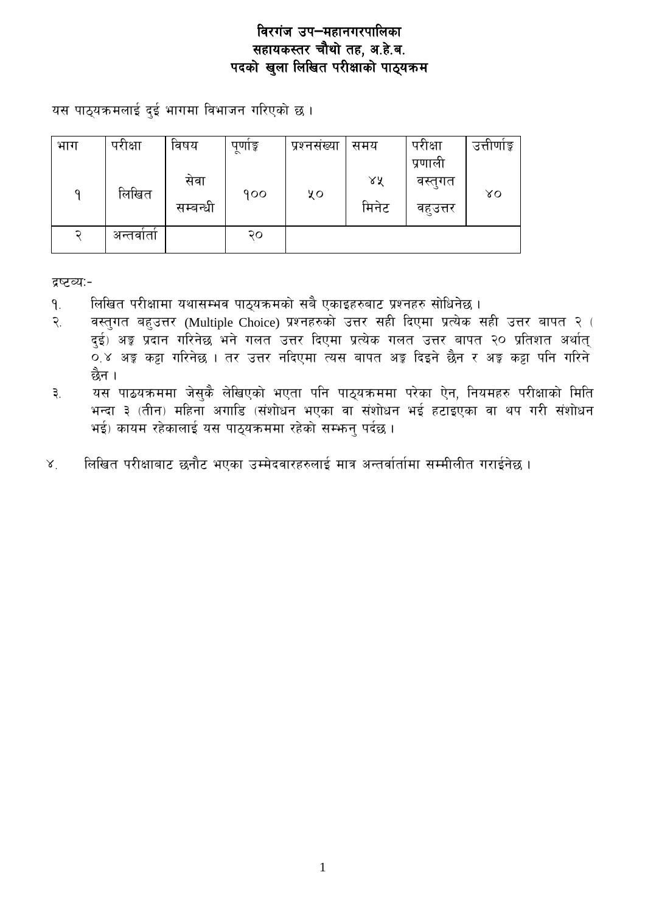# विरगंज उप–महानगरपालिका
## सहायकस्तर चौथो तह, अ.हे.ब.
## पदको खुला लिखित परीक्षाको पाठ्यक्रम

यस पाठ्यक्रमलाई दुई भागमा विभाजन गरिएको छ ।

| भाग | परीक्षा | विषय | पूर्णाङ्क | प्रश्नसंख्या | समय | परीक्षा प्रणाली | उत्तीर्णाङ्क |
|---|---|---|---|---|---|---|---|
| १ | लिखित | सेवा सम्बन्धी | १०० | ५० | ४५ मिनेट | वस्तुगत वहुउत्तर | ४० |
| २ | अन्तर्वार्ता | | २० | | | | |

द्रष्टव्यः-

१. लिखित परीक्षामा यथासम्भव पाठ्यक्रमको सबै एकाइहरुबाट प्रश्नहरु सोधिनेछ ।

२. वस्तुगत बहुउत्तर (Multiple Choice) प्रश्नहरुको उत्तर सही दिएमा प्रत्येक सही उत्तर बापत २ (दुई) अङ्क प्रदान गरिनेछ भने गलत उत्तर दिएमा प्रत्येक गलत उत्तर बापत २० प्रतिशत अर्थात् ०.४ अङ्क कट्टा गरिनेछ । तर उत्तर नदिएमा त्यस बापत अङ्क दिइने छैन र अङ्क कट्टा पनि गरिने छैन ।

३. यस पाठयक्रममा जेसुकै लेखिएको भएता पनि पाठ्यक्रममा परेका ऐन, नियमहरु परीक्षाको मिति भन्दा ३ (तीन) महिना अगाडि (संशोधन भएका वा संशोधन भई हटाइएका वा थप गरी संशोधन भई) कायम रहेकालाई यस पाठ्यक्रममा रहेको सम्झनु पर्दछ ।

४. लिखित परीक्षाबाट छनौट भएका उम्मेदवारहरुलाई मात्र अन्तर्वार्तामा सम्मीलीत गराईनेछ ।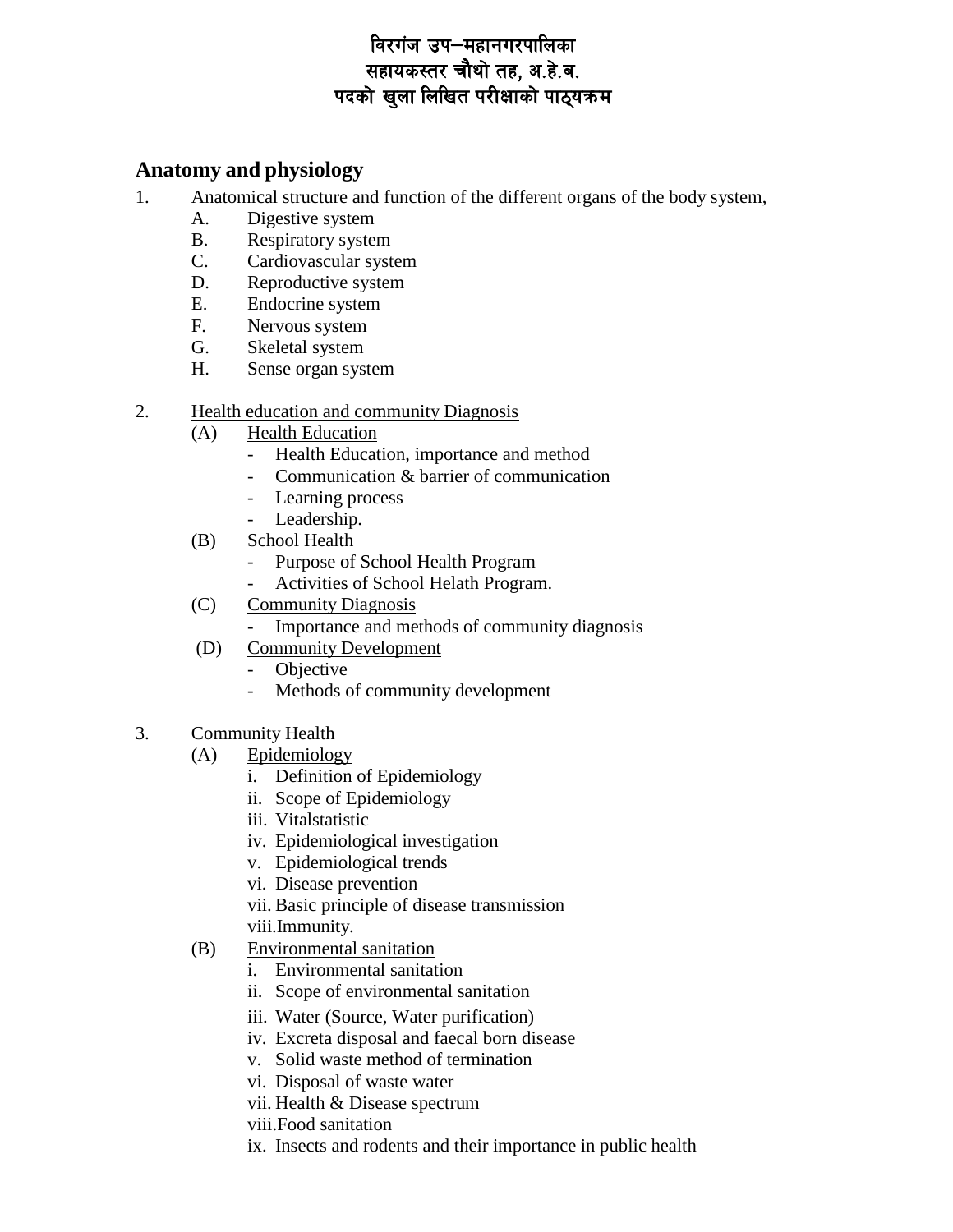# विरगंज उप–महानगरपालिका
# सहायकस्तर चौथो तह, अ.हे.ब.
# पदको खुला लिखित परीक्षाको पाठ्यक्रम

## Anatomy and physiology

1. Anatomical structure and function of the different organs of the body system,
   - A. Digestive system
   - B. Respiratory system
   - C. Cardiovascular system
   - D. Reproductive system
   - E. Endocrine system
   - F. Nervous system
   - G. Skeletal system
   - H. Sense organ system

2. Health education and community Diagnosis
   - (A) Health Education
     - Health Education, importance and method
     - Communication & barrier of communication
     - Learning process
     - Leadership.
   - (B) School Health
     - Purpose of School Health Program
     - Activities of School Helath Program.
   - (C) Community Diagnosis
     - Importance and methods of community diagnosis
   - (D) Community Development
     - Objective
     - Methods of community development

3. Community Health
   - (A) Epidemiology
     - i. Definition of Epidemiology
     - ii. Scope of Epidemiology
     - iii. Vitalstatistic
     - iv. Epidemiological investigation
     - v. Epidemiological trends
     - vi. Disease prevention
     - vii. Basic principle of disease transmission
     - viii. Immunity.
   - (B) Environmental sanitation
     - i. Environmental sanitation
     - ii. Scope of environmental sanitation
     - iii. Water (Source, Water purification)
     - iv. Excreta disposal and faecal born disease
     - v. Solid waste method of termination
     - vi. Disposal of waste water
     - vii. Health & Disease spectrum
     - viii. Food sanitation
     - ix. Insects and rodents and their importance in public health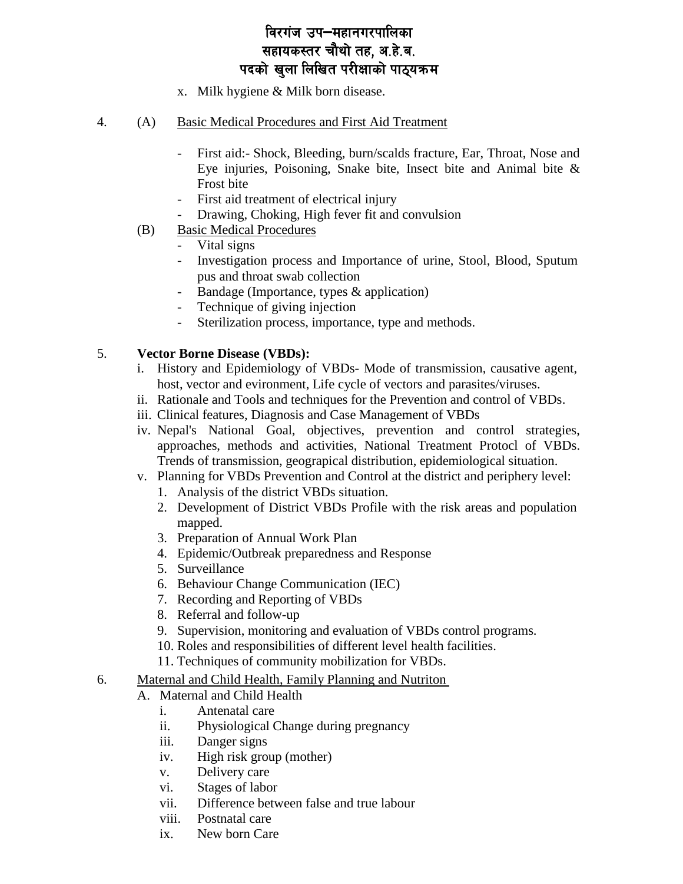x. Milk hygiene & Milk born disease.

4. (A) Basic Medical Procedures and First Aid Treatment

- First aid:- Shock, Bleeding, burn/scalds fracture, Ear, Throat, Nose and Eye injuries, Poisoning, Snake bite, Insect bite and Animal bite & Frost bite
- First aid treatment of electrical injury
- Drawing, Choking, High fever fit and convulsion

(B) Basic Medical Procedures

- Vital signs
- Investigation process and Importance of urine, Stool, Blood, Sputum pus and throat swab collection
- Bandage (Importance, types & application)
- Technique of giving injection
- Sterilization process, importance, type and methods.

5. **Vector Borne Disease (VBDs):**

i. History and Epidemiology of VBDs- Mode of transmission, causative agent, host, vector and evironment, Life cycle of vectors and parasites/viruses.
ii. Rationale and Tools and techniques for the Prevention and control of VBDs.
iii. Clinical features, Diagnosis and Case Management of VBDs
iv. Nepal's National Goal, objectives, prevention and control strategies, approaches, methods and activities, National Treatment Protocl of VBDs. Trends of transmission, geograpical distribution, epidemiological situation.
v. Planning for VBDs Prevention and Control at the district and periphery level:
   1. Analysis of the district VBDs situation.
   2. Development of District VBDs Profile with the risk areas and population mapped.
   3. Preparation of Annual Work Plan
   4. Epidemic/Outbreak preparedness and Response
   5. Surveillance
   6. Behaviour Change Communication (IEC)
   7. Recording and Reporting of VBDs
   8. Referral and follow-up
   9. Supervision, monitoring and evaluation of VBDs control programs.
   10. Roles and responsibilities of different level health facilities.
   11. Techniques of community mobilization for VBDs.

6. Maternal and Child Health, Family Planning and Nutriton

A. Maternal and Child Health
   i. Antenatal care
   ii. Physiological Change during pregnancy
   iii. Danger signs
   iv. High risk group (mother)
   v. Delivery care
   vi. Stages of labor
   vii. Difference between false and true labour
   viii. Postnatal care
   ix. New born Care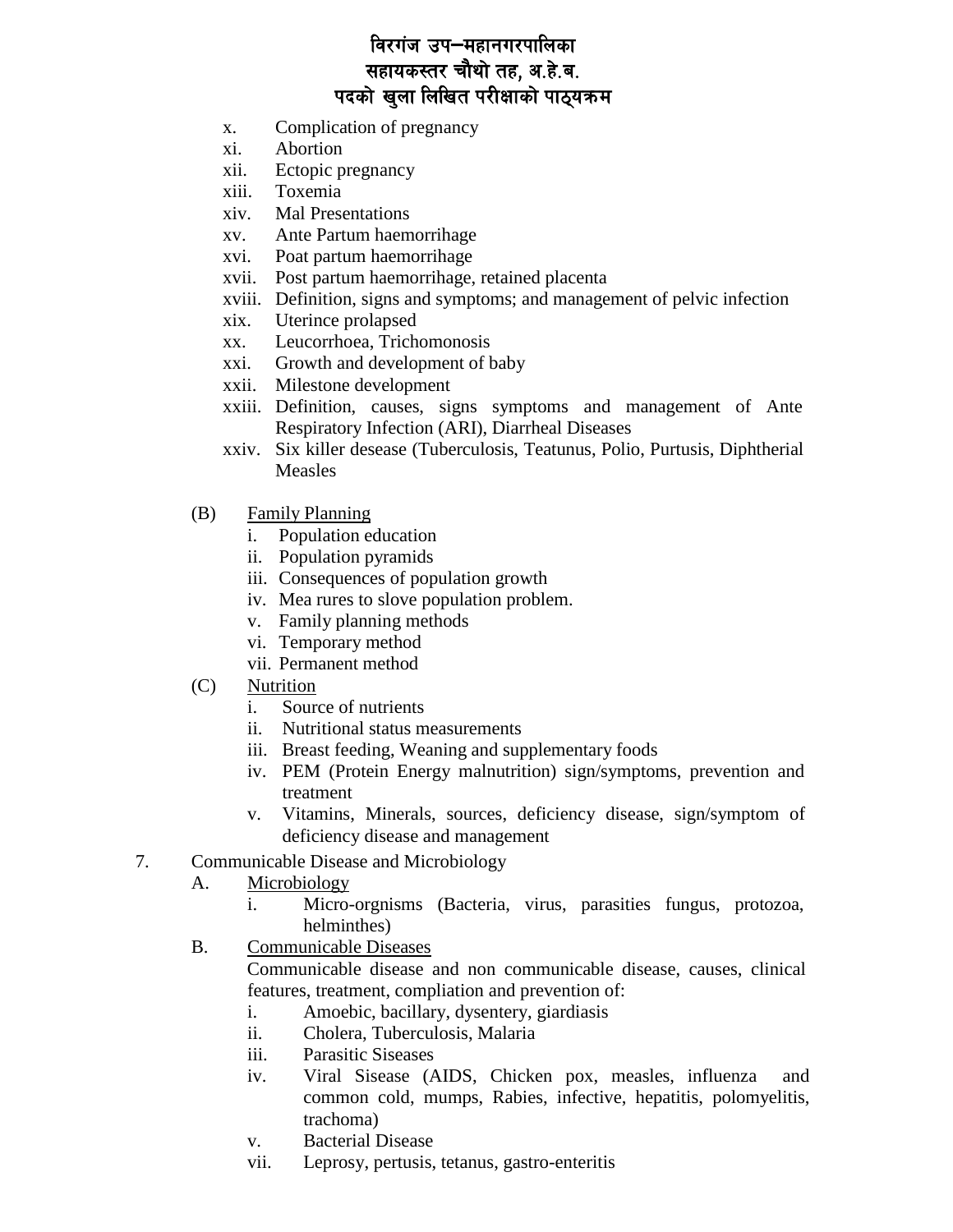x. Complication of pregnancy
xi. Abortion
xii. Ectopic pregnancy
xiii. Toxemia
xiv. Mal Presentations
xv. Ante Partum haemorrihage
xvi. Poat partum haemorrihage
xvii. Post partum haemorrihage, retained placenta
xviii. Definition, signs and symptoms; and management of pelvic infection
xix. Uterince prolapsed
xx. Leucorrhoea, Trichomonosis
xxi. Growth and development of baby
xxii. Milestone development
xxiii. Definition, causes, signs symptoms and management of Ante Respiratory Infection (ARI), Diarrheal Diseases
xxiv. Six killer desease (Tuberculosis, Teatunus, Polio, Purtusis, Diphtherial Measles

(B) Family Planning
   i. Population education
   ii. Population pyramids
   iii. Consequences of population growth
   iv. Mea rures to slove population problem.
   v. Family planning methods
   vi. Temporary method
   vii. Permanent method

(C) Nutrition
   i. Source of nutrients
   ii. Nutritional status measurements
   iii. Breast feeding, Weaning and supplementary foods
   iv. PEM (Protein Energy malnutrition) sign/symptoms, prevention and treatment
   v. Vitamins, Minerals, sources, deficiency disease, sign/symptom of deficiency disease and management

7. Communicable Disease and Microbiology
   A. Microbiology
      i. Micro-orgnisms (Bacteria, virus, parasities fungus, protozoa, helminthes)
   B. Communicable Diseases
      Communicable disease and non communicable disease, causes, clinical features, treatment, compliation and prevention of:
      i. Amoebic, bacillary, dysentery, giardiasis
      ii. Cholera, Tuberculosis, Malaria
      iii. Parasitic Siseases
      iv. Viral Sisease (AIDS, Chicken pox, measles, influenza and common cold, mumps, Rabies, infective, hepatitis, polomyelitis, trachoma)
      v. Bacterial Disease
      vii. Leprosy, pertusis, tetanus, gastro-enteritis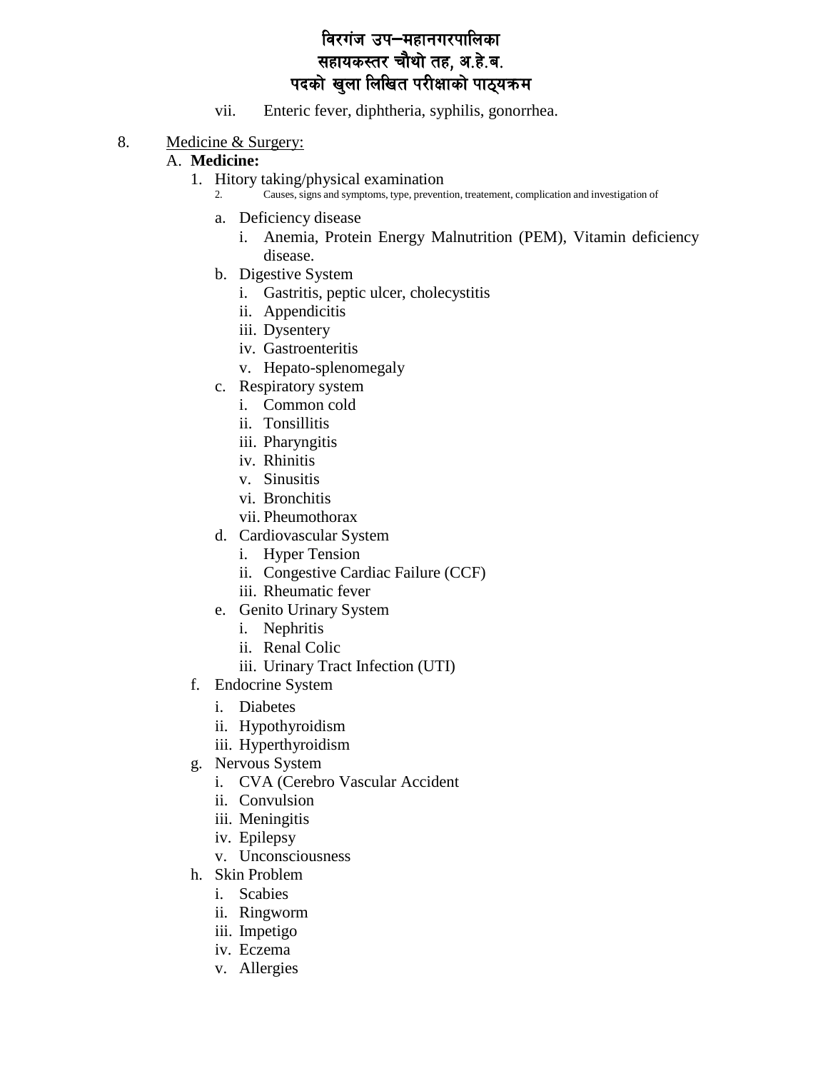vii. Enteric fever, diphtheria, syphilis, gonorrhea.

8. Medicine & Surgery:

A. **Medicine:**

1. Hitory taking/physical examination
2. Causes, signs and symptoms, type, prevention, treatement, complication and investigation of
   - a. Deficiency disease
     - i. Anemia, Protein Energy Malnutrition (PEM), Vitamin deficiency disease.
   - b. Digestive System
     - i. Gastritis, peptic ulcer, cholecystitis
     - ii. Appendicitis
     - iii. Dysentery
     - iv. Gastroenteritis
     - v. Hepato-splenomegaly
   - c. Respiratory system
     - i. Common cold
     - ii. Tonsillitis
     - iii. Pharyngitis
     - iv. Rhinitis
     - v. Sinusitis
     - vi. Bronchitis
     - vii. Pheumothorax
   - d. Cardiovascular System
     - i. Hyper Tension
     - ii. Congestive Cardiac Failure (CCF)
     - iii. Rheumatic fever
   - e. Genito Urinary System
     - i. Nephritis
     - ii. Renal Colic
     - iii. Urinary Tract Infection (UTI)
   - f. Endocrine System
     - i. Diabetes
     - ii. Hypothyroidism
     - iii. Hyperthyroidism
   - g. Nervous System
     - i. CVA (Cerebro Vascular Accident
     - ii. Convulsion
     - iii. Meningitis
     - iv. Epilepsy
     - v. Unconsciousness
   - h. Skin Problem
     - i. Scabies
     - ii. Ringworm
     - iii. Impetigo
     - iv. Eczema
     - v. Allergies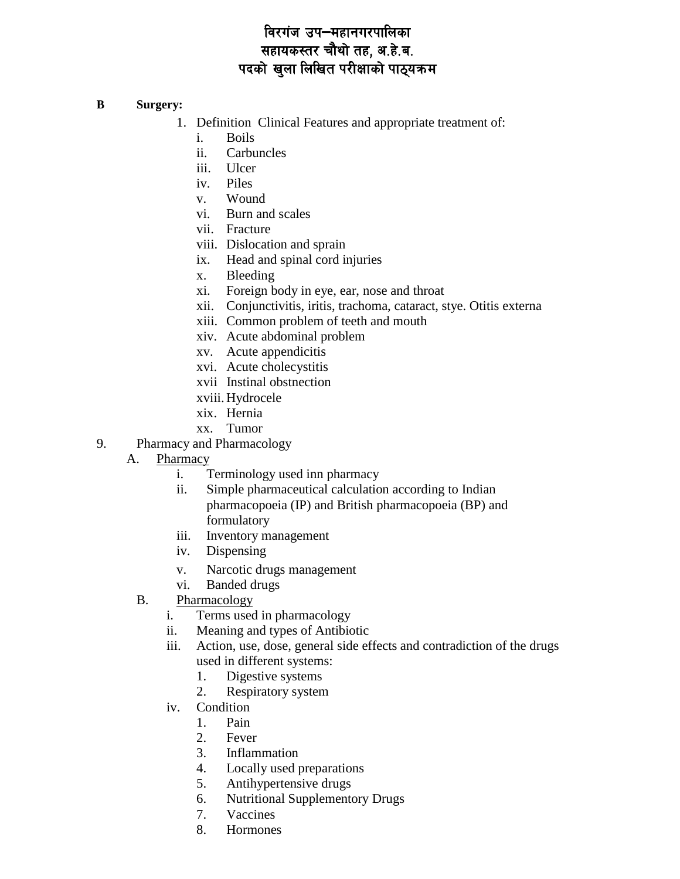# विरगंज उप–महानगरपालिका
## सहायकस्तर चौथो तह, अ.हे.ब.
## पदको खुला लिखित परीक्षाको पाठ्यक्रम

**B Surgery:**

1. Definition Clinical Features and appropriate treatment of:
   - i. Boils
   - ii. Carbuncles
   - iii. Ulcer
   - iv. Piles
   - v. Wound
   - vi. Burn and scales
   - vii. Fracture
   - viii. Dislocation and sprain
   - ix. Head and spinal cord injuries
   - x. Bleeding
   - xi. Foreign body in eye, ear, nose and throat
   - xii. Conjunctivitis, iritis, trachoma, cataract, stye. Otitis externa
   - xiii. Common problem of teeth and mouth
   - xiv. Acute abdominal problem
   - xv. Acute appendicitis
   - xvi. Acute cholecystitis
   - xvii Instinal obstnection
   - xviii. Hydrocele
   - xix. Hernia
   - xx. Tumor

9. Pharmacy and Pharmacology

   A. <u>Pharmacy</u>
   - i. Terminology used inn pharmacy
   - ii. Simple pharmaceutical calculation according to Indian pharmacopoeia (IP) and British pharmacopoeia (BP) and formulatory
   - iii. Inventory management
   - iv. Dispensing
   - v. Narcotic drugs management
   - vi. Banded drugs

   B. <u>Pharmacology</u>
   - i. Terms used in pharmacology
   - ii. Meaning and types of Antibiotic
   - iii. Action, use, dose, general side effects and contradiction of the drugs used in different systems:
     1. Digestive systems
     2. Respiratory system
   - iv. Condition
     1. Pain
     2. Fever
     3. Inflammation
     4. Locally used preparations
     5. Antihypertensive drugs
     6. Nutritional Supplementory Drugs
     7. Vaccines
     8. Hormones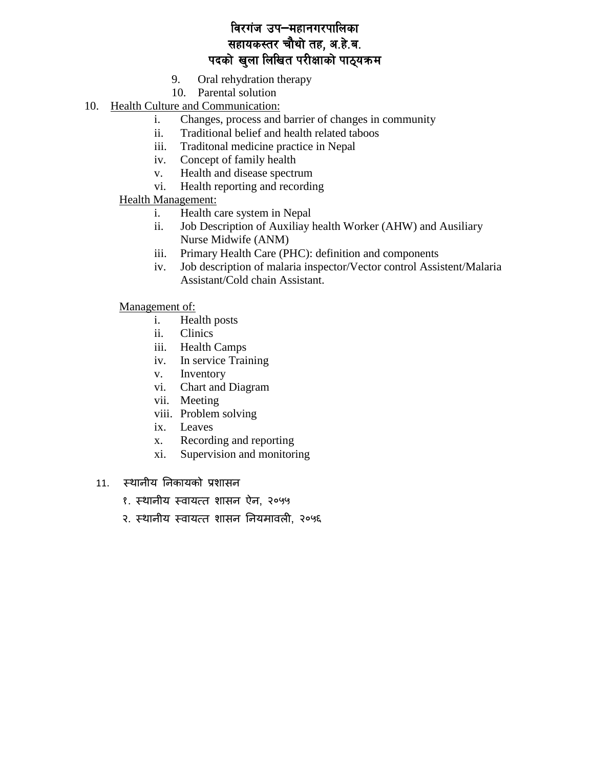# विरगंज उप–महानगरपालिका
## सहायकस्तर चौथो तह, अ.हे.ब.
## पदको खुला लिखित परीक्षाको पाठ्यक्रम

9. Oral rehydration therapy
10. Parental solution

10. Health Culture and Communication:
    - i. Changes, process and barrier of changes in community
    - ii. Traditional belief and health related taboos
    - iii. Traditonal medicine practice in Nepal
    - iv. Concept of family health
    - v. Health and disease spectrum
    - vi. Health reporting and recording

    Health Management:
    - i. Health care system in Nepal
    - ii. Job Description of Auxiliay health Worker (AHW) and Ausiliary Nurse Midwife (ANM)
    - iii. Primary Health Care (PHC): definition and components
    - iv. Job description of malaria inspector/Vector control Assistent/Malaria Assistant/Cold chain Assistant.

    Management of:
    - i. Health posts
    - ii. Clinics
    - iii. Health Camps
    - iv. In service Training
    - v. Inventory
    - vi. Chart and Diagram
    - vii. Meeting
    - viii. Problem solving
    - ix. Leaves
    - x. Recording and reporting
    - xi. Supervision and monitoring

11. स्थानीय निकायको प्रशासन
    - १. स्थानीय स्वायत्त शासन ऐन, २०५५
    - २. स्थानीय स्वायत्त शासन नियमावली, २०५६